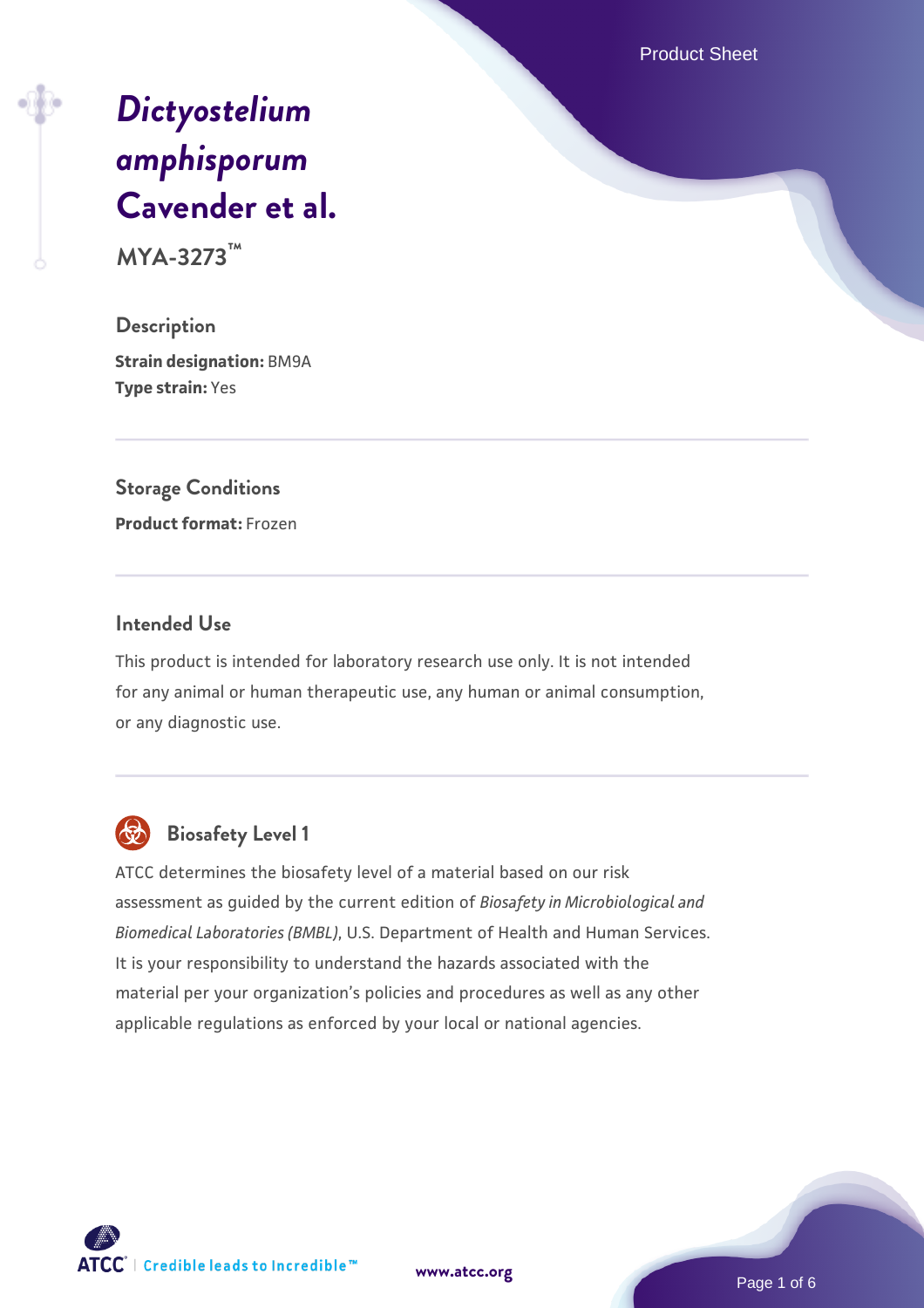# *Dictyostelium amphisporum* Cavender et al.

**MYA-3273™**

## Description

**Strain designation:** BM9A

**Type strain:** Yes

## Storage Conditions

**Product format:** Frozen

## Intended Use

This product is intended for laboratory research use only. It is not intended for any animal or human therapeutic use, any human or animal consumption, or any diagnostic use.

## Biosafety Level 1

ATCC determines the biosafety level of a material based on our risk assessment as guided by the current edition of *Biosafety in Microbiological and Biomedical Laboratories (BMBL)*, U.S. Department of Health and Human Services. It is your responsibility to understand the hazards associated with the material per your organization's policies and procedures as well as any other applicable regulations as enforced by your local or national agencies.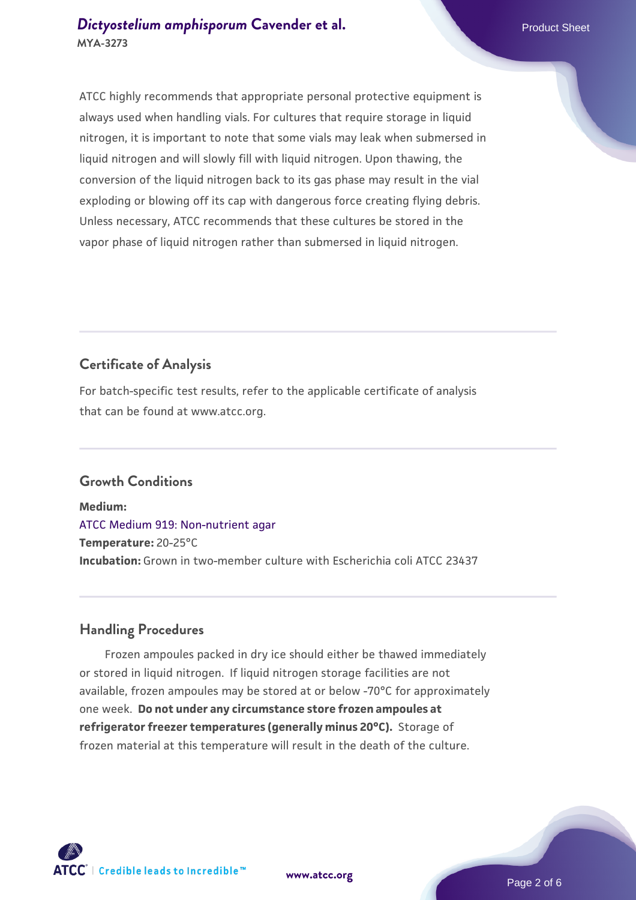ATCC highly recommends that appropriate personal protective equipment is always used when handling vials. For cultures that require storage in liquid nitrogen, it is important to note that some vials may leak when submersed in liquid nitrogen and will slowly fill with liquid nitrogen. Upon thawing, the conversion of the liquid nitrogen back to its gas phase may result in the vial exploding or blowing off its cap with dangerous force creating flying debris. Unless necessary, ATCC recommends that these cultures be stored in the vapor phase of liquid nitrogen rather than submersed in liquid nitrogen.

## Certificate of Analysis

For batch-specific test results, refer to the applicable certificate of analysis that can be found at www.atcc.org.

## Growth Conditions

**Medium:**
ATCC Medium 919: Non-nutrient agar
**Temperature:** 20-25°C
**Incubation:** Grown in two-member culture with Escherichia coli ATCC 23437

## Handling Procedures

Frozen ampoules packed in dry ice should either be thawed immediately or stored in liquid nitrogen. If liquid nitrogen storage facilities are not available, frozen ampoules may be stored at or below -70°C for approximately one week. **Do not under any circumstance store frozen ampoules at refrigerator freezer temperatures (generally minus 20°C).** Storage of frozen material at this temperature will result in the death of the culture.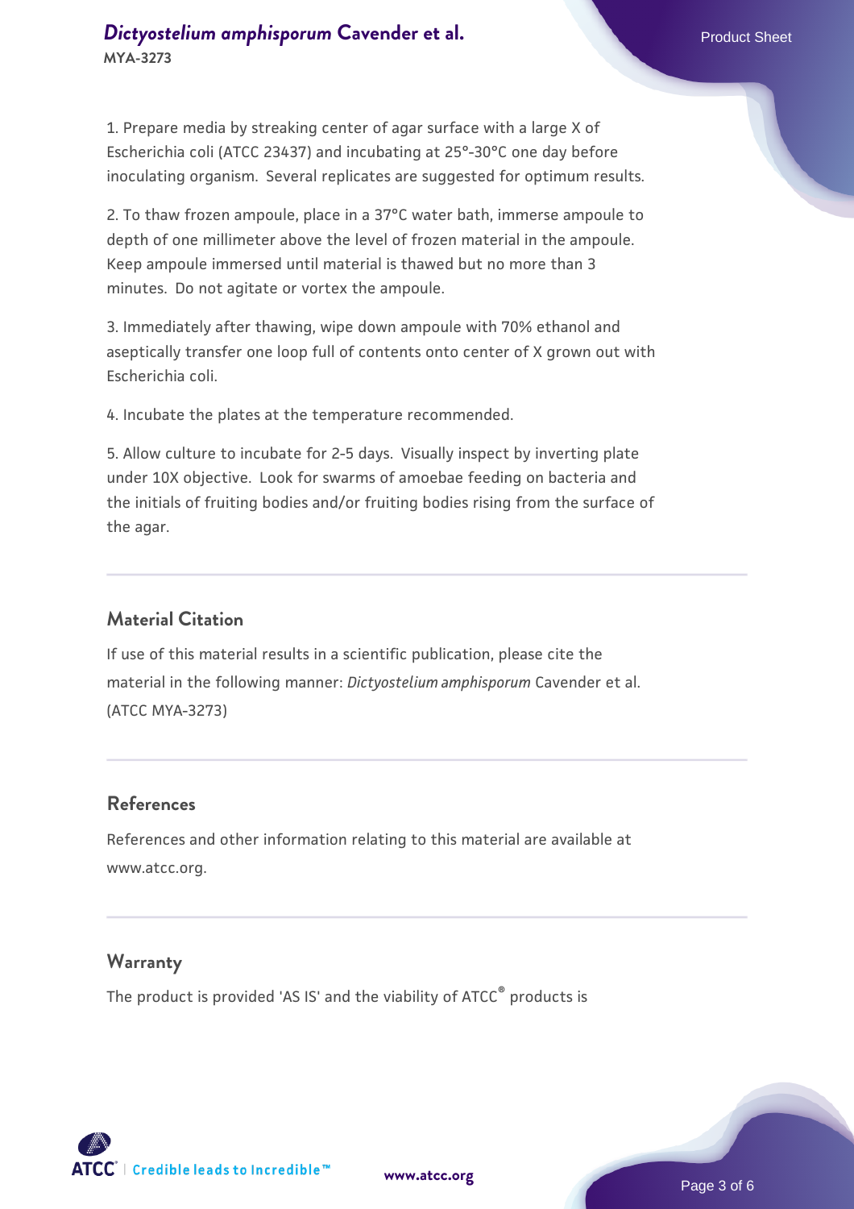1. Prepare media by streaking center of agar surface with a large X of Escherichia coli (ATCC 23437) and incubating at 25°-30°C one day before inoculating organism. Several replicates are suggested for optimum results.

2. To thaw frozen ampoule, place in a 37°C water bath, immerse ampoule to depth of one millimeter above the level of frozen material in the ampoule. Keep ampoule immersed until material is thawed but no more than 3 minutes. Do not agitate or vortex the ampoule.

3. Immediately after thawing, wipe down ampoule with 70% ethanol and aseptically transfer one loop full of contents onto center of X grown out with Escherichia coli.

4. Incubate the plates at the temperature recommended.

5. Allow culture to incubate for 2-5 days. Visually inspect by inverting plate under 10X objective. Look for swarms of amoebae feeding on bacteria and the initials of fruiting bodies and/or fruiting bodies rising from the surface of the agar.

## Material Citation

If use of this material results in a scientific publication, please cite the material in the following manner: *Dictyostelium amphisporum* Cavender et al. (ATCC MYA-3273)

## References

References and other information relating to this material are available at www.atcc.org.

## Warranty

The product is provided 'AS IS' and the viability of ATCC® products is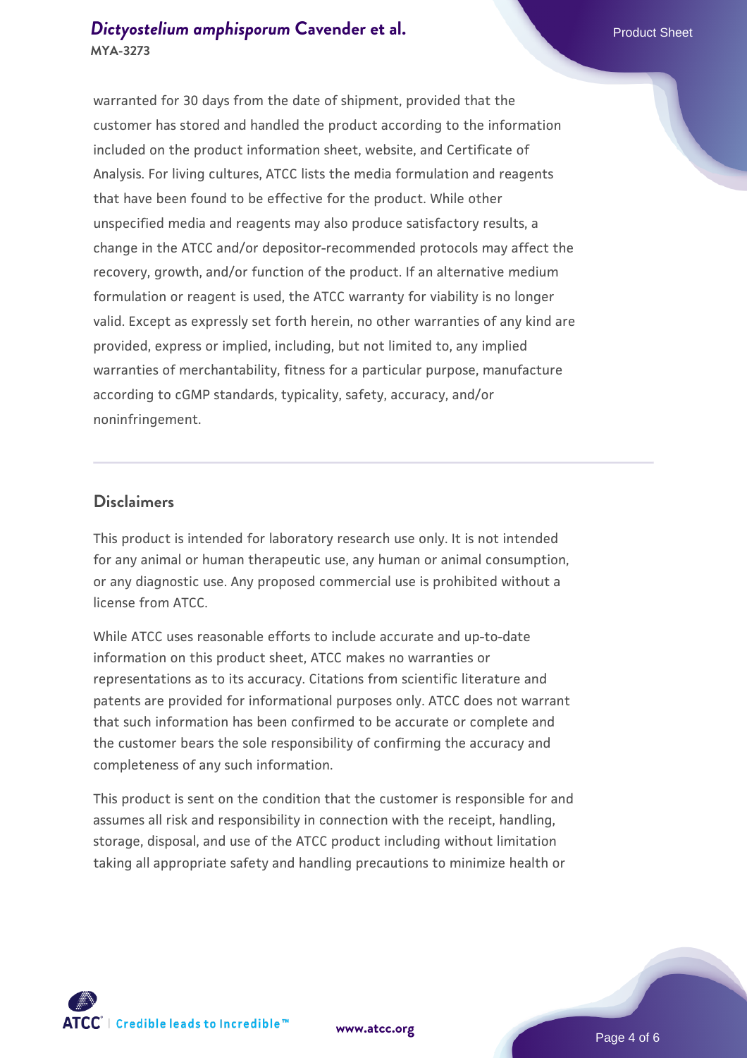warranted for 30 days from the date of shipment, provided that the customer has stored and handled the product according to the information included on the product information sheet, website, and Certificate of Analysis. For living cultures, ATCC lists the media formulation and reagents that have been found to be effective for the product. While other unspecified media and reagents may also produce satisfactory results, a change in the ATCC and/or depositor-recommended protocols may affect the recovery, growth, and/or function of the product. If an alternative medium formulation or reagent is used, the ATCC warranty for viability is no longer valid. Except as expressly set forth herein, no other warranties of any kind are provided, express or implied, including, but not limited to, any implied warranties of merchantability, fitness for a particular purpose, manufacture according to cGMP standards, typicality, safety, accuracy, and/or noninfringement.

## Disclaimers

This product is intended for laboratory research use only. It is not intended for any animal or human therapeutic use, any human or animal consumption, or any diagnostic use. Any proposed commercial use is prohibited without a license from ATCC.

While ATCC uses reasonable efforts to include accurate and up-to-date information on this product sheet, ATCC makes no warranties or representations as to its accuracy. Citations from scientific literature and patents are provided for informational purposes only. ATCC does not warrant that such information has been confirmed to be accurate or complete and the customer bears the sole responsibility of confirming the accuracy and completeness of any such information.

This product is sent on the condition that the customer is responsible for and assumes all risk and responsibility in connection with the receipt, handling, storage, disposal, and use of the ATCC product including without limitation taking all appropriate safety and handling precautions to minimize health or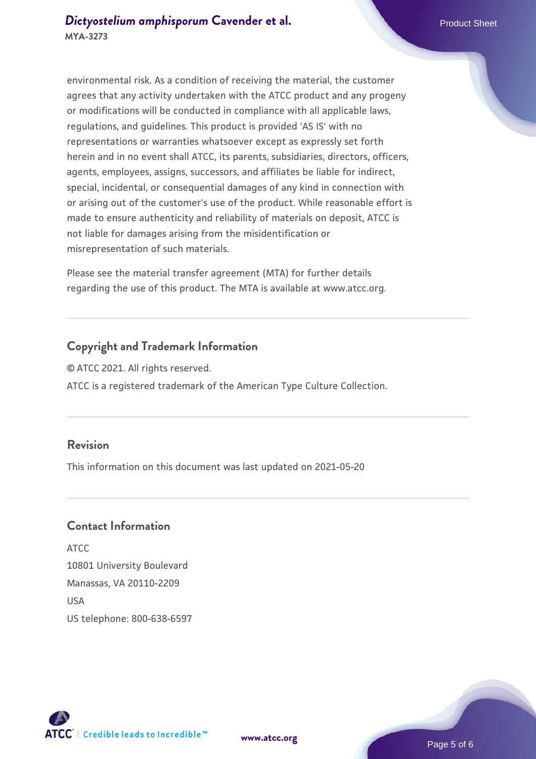environmental risk. As a condition of receiving the material, the customer agrees that any activity undertaken with the ATCC product and any progeny or modifications will be conducted in compliance with all applicable laws, regulations, and guidelines. This product is provided 'AS IS' with no representations or warranties whatsoever except as expressly set forth herein and in no event shall ATCC, its parents, subsidiaries, directors, officers, agents, employees, assigns, successors, and affiliates be liable for indirect, special, incidental, or consequential damages of any kind in connection with or arising out of the customer's use of the product. While reasonable effort is made to ensure authenticity and reliability of materials on deposit, ATCC is not liable for damages arising from the misidentification or misrepresentation of such materials.

Please see the material transfer agreement (MTA) for further details regarding the use of this product. The MTA is available at www.atcc.org.

## Copyright and Trademark Information

© ATCC 2021. All rights reserved.

ATCC is a registered trademark of the American Type Culture Collection.

## Revision

This information on this document was last updated on 2021-05-20

## Contact Information

ATCC
10801 University Boulevard
Manassas, VA 20110-2209
USA
US telephone: 800-638-6597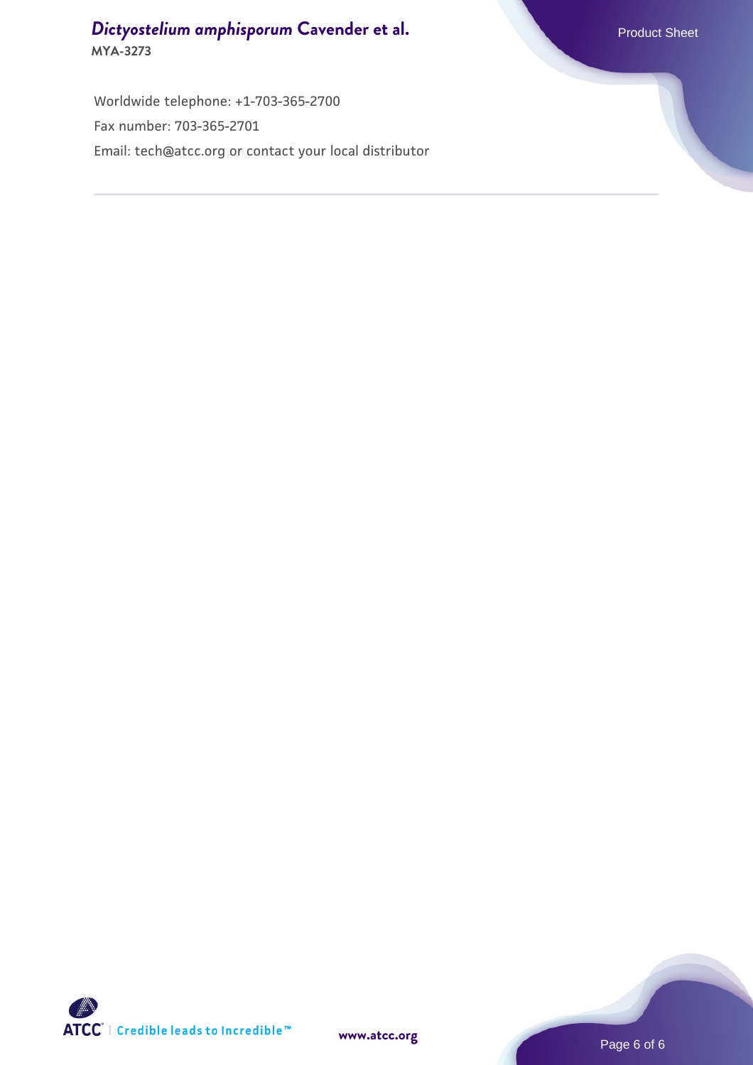Worldwide telephone: +1-703-365-2700

Fax number: 703-365-2701

Email: tech@atcc.org or contact your local distributor